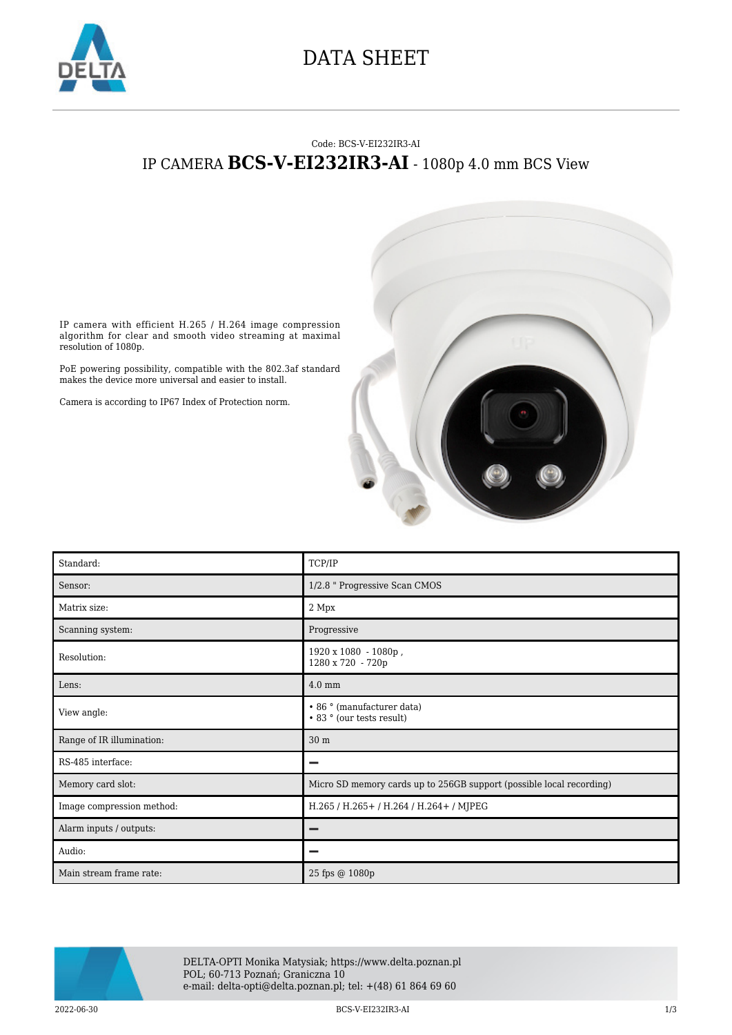# DATA SHEET

Code: BCS-V-EI232IR3-AI

## IP CAMERA **BCS-V-EI232IR3-AI** - 1080p 4.0 mm BCS View

IP camera with efficient H.265 / H.264 image compression algorithm for clear and smooth video streaming at maximal resolution of 1080p.

PoE powering possibility, compatible with the 802.3af standard makes the device more universal and easier to install.

Camera is according to IP67 Index of Protection norm.

| Standard: | TCP/IP |
|---|---|
| Sensor: | 1/2.8 " Progressive Scan CMOS |
| Matrix size: | 2 Mpx |
| Scanning system: | Progressive |
| Resolution: | 1920 x 1080 - 1080p ,<br>1280 x 720 - 720p |
| Lens: | 4.0 mm |
| View angle: | • 86 ° (manufacturer data)<br>• 83 ° (our tests result) |
| Range of IR illumination: | 30 m |
| RS-485 interface: | – |
| Memory card slot: | Micro SD memory cards up to 256GB support (possible local recording) |
| Image compression method: | H.265 / H.265+ / H.264 / H.264+ / MJPEG |
| Alarm inputs / outputs: | – |
| Audio: | – |
| Main stream frame rate: | 25 fps @ 1080p |

DELTA-OPTI Monika Matysiak; https://www.delta.poznan.pl
POL; 60-713 Poznań; Graniczna 10
e-mail: delta-opti@delta.poznan.pl; tel: +(48) 61 864 69 60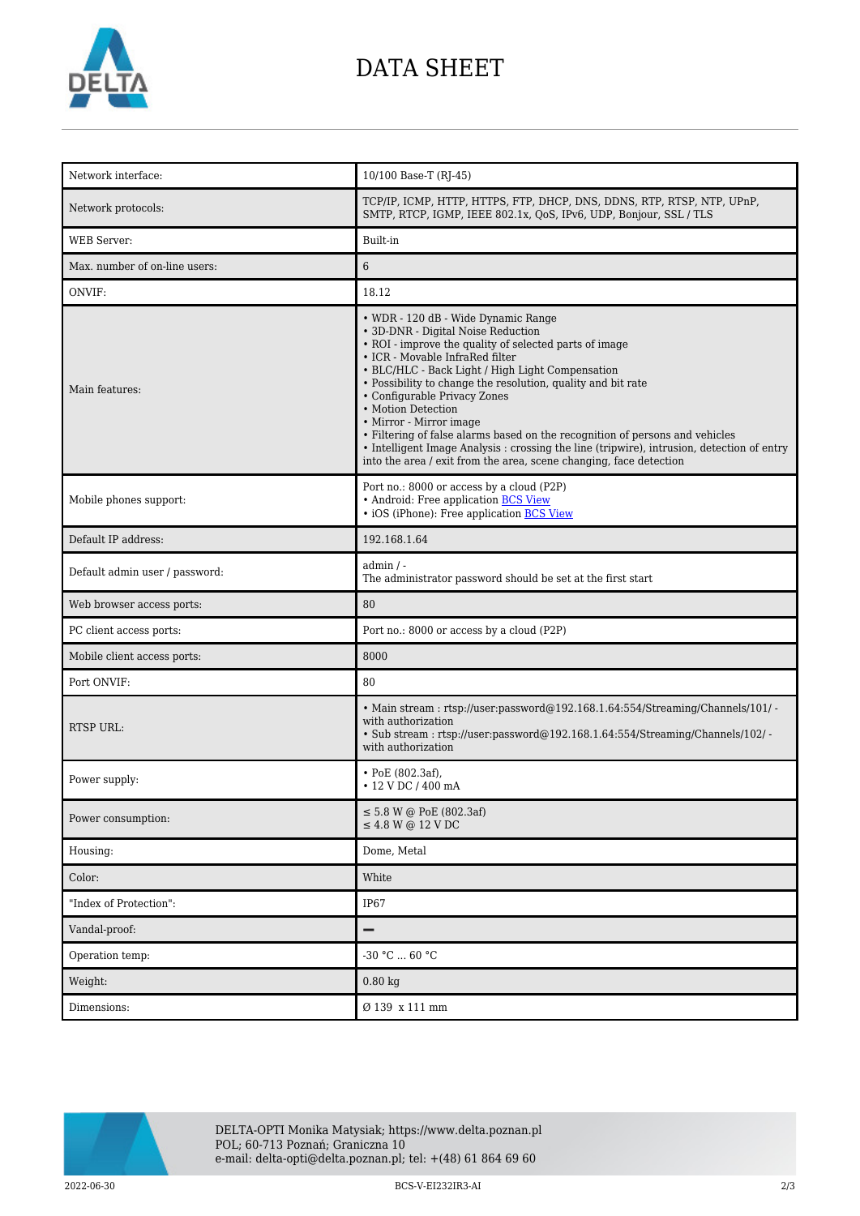# DATA SHEET

| | |
|---|---|
| Network interface: | 10/100 Base-T (RJ-45) |
| Network protocols: | TCP/IP, ICMP, HTTP, HTTPS, FTP, DHCP, DNS, DDNS, RTP, RTSP, NTP, UPnP, SMTP, RTCP, IGMP, IEEE 802.1x, QoS, IPv6, UDP, Bonjour, SSL / TLS |
| WEB Server: | Built-in |
| Max. number of on-line users: | 6 |
| ONVIF: | 18.12 |
| Main features: | • WDR - 120 dB - Wide Dynamic Range<br>• 3D-DNR - Digital Noise Reduction<br>• ROI - improve the quality of selected parts of image<br>• ICR - Movable InfraRed filter<br>• BLC/HLC - Back Light / High Light Compensation<br>• Possibility to change the resolution, quality and bit rate<br>• Configurable Privacy Zones<br>• Motion Detection<br>• Mirror - Mirror image<br>• Filtering of false alarms based on the recognition of persons and vehicles<br>• Intelligent Image Analysis : crossing the line (tripwire), intrusion, detection of entry into the area / exit from the area, scene changing, face detection |
| Mobile phones support: | Port no.: 8000 or access by a cloud (P2P)<br>• Android: Free application BCS View<br>• iOS (iPhone): Free application BCS View |
| Default IP address: | 192.168.1.64 |
| Default admin user / password: | admin / -<br>The administrator password should be set at the first start |
| Web browser access ports: | 80 |
| PC client access ports: | Port no.: 8000 or access by a cloud (P2P) |
| Mobile client access ports: | 8000 |
| Port ONVIF: | 80 |
| RTSP URL: | • Main stream : rtsp://user:password@192.168.1.64:554/Streaming/Channels/101/ - with authorization<br>• Sub stream : rtsp://user:password@192.168.1.64:554/Streaming/Channels/102/ - with authorization |
| Power supply: | • PoE (802.3af),<br>• 12 V DC / 400 mA |
| Power consumption: | ≤ 5.8 W @ PoE (802.3af)<br>≤ 4.8 W @ 12 V DC |
| Housing: | Dome, Metal |
| Color: | White |
| "Index of Protection": | IP67 |
| Vandal-proof: | – |
| Operation temp: | -30 °C ... 60 °C |
| Weight: | 0.80 kg |
| Dimensions: | Ø 139 x 111 mm |

DELTA-OPTI Monika Matysiak; https://www.delta.poznan.pl
POL; 60-713 Poznań; Graniczna 10
e-mail: delta-opti@delta.poznan.pl; tel: +(48) 61 864 69 60

2022-06-30 BCS-V-EI232IR3-AI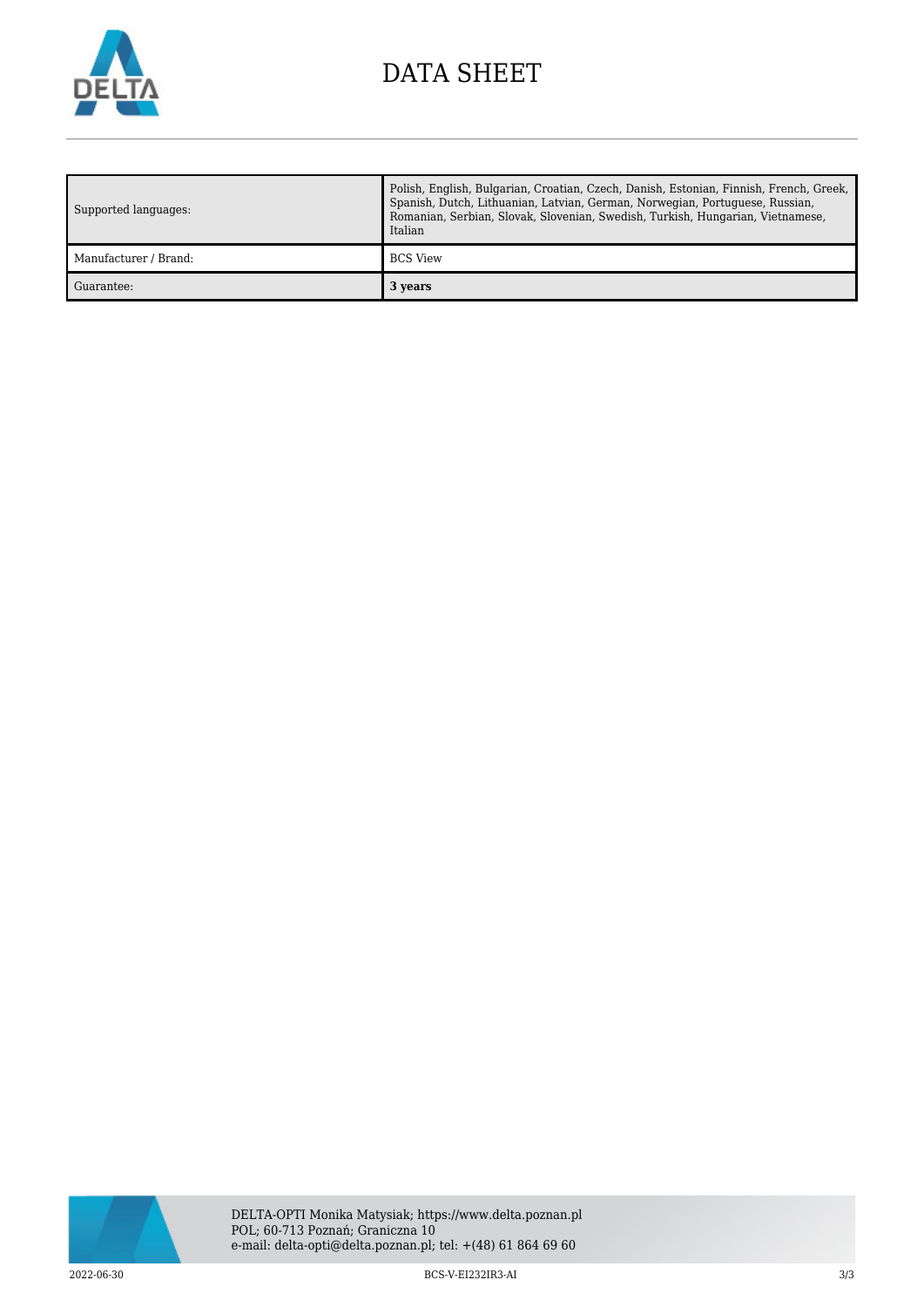# DATA SHEET

| | |
|---|---|
| Supported languages: | Polish, English, Bulgarian, Croatian, Czech, Danish, Estonian, Finnish, French, Greek, Spanish, Dutch, Lithuanian, Latvian, German, Norwegian, Portuguese, Russian, Romanian, Serbian, Slovak, Slovenian, Swedish, Turkish, Hungarian, Vietnamese, Italian |
| Manufacturer / Brand: | BCS View |
| Guarantee: | **3 years** |

DELTA-OPTI Monika Matysiak; https://www.delta.poznan.pl
POL; 60-713 Poznań; Graniczna 10
e-mail: delta-opti@delta.poznan.pl; tel: +(48) 61 864 69 60

2022-06-30 BCS-V-EI232IR3-AI